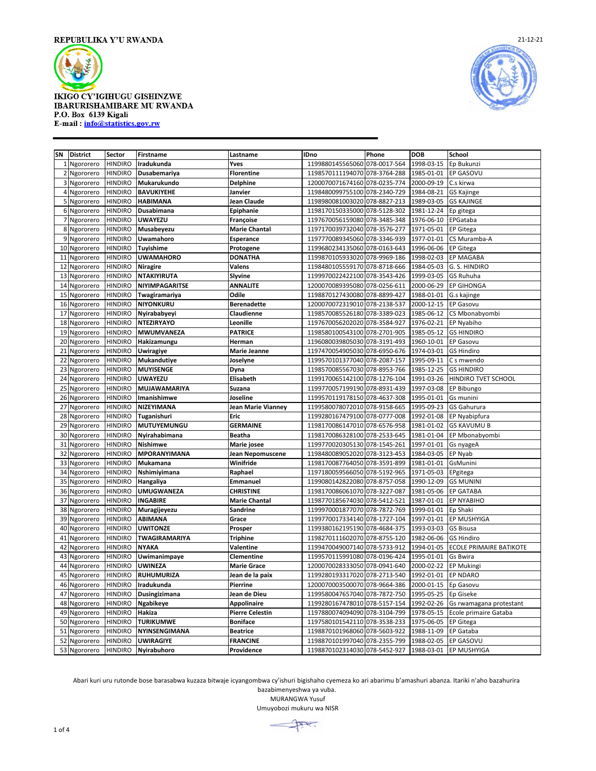REPUBULIKA Y'U RWANDA

21-12-21

IKIGO CY'IGIHUGU GISHINZWE IBARURISHAMIBARE MU RWANDA
P.O. Box 6139 Kigali
E-mail : info@statistics.gov.rw

| SN | District | Sector | Firstname | Lastname | IDno | Phone | DOB | School |
|---|---|---|---|---|---|---|---|---|
| 1 | Ngororero | HINDIRO | **Iradukunda** | **Yves** | 1199880145565060 | 078-0017-564 | 1998-03-15 | Ep Bukunzi |
| 2 | Ngororero | HINDIRO | **Dusabemariya** | **Florentine** | 1198570111194070 | 078-3764-288 | 1985-01-01 | EP GASOVU |
| 3 | Ngororero | HINDIRO | **Mukarukundo** | **Delphine** | 1200070071674160 | 078-0235-774 | 2000-09-19 | C.s kirwa |
| 4 | Ngororero | HINDIRO | **BAVUKIYEHE** | **Janvier** | 1198480099755100 | 078-2340-729 | 1984-08-21 | GS Kajinge |
| 5 | Ngororero | HINDIRO | **HABIMANA** | **Jean Claude** | 1198980081003020 | 078-8827-213 | 1989-03-05 | GS KAJINGE |
| 6 | Ngororero | HINDIRO | **Dusabimana** | **Epiphanie** | 1198170150335000 | 078-5128-302 | 1981-12-24 | Ep gitega |
| 7 | Ngororero | HINDIRO | **UWAYEZU** | **Françoise** | 1197670056159080 | 078-3485-348 | 1976-06-10 | EPGataba |
| 8 | Ngororero | HINDIRO | **Musabeyezu** | **Marie Chantal** | 1197170039732040 | 078-3576-277 | 1971-05-01 | EP Gitega |
| 9 | Ngororero | HINDIRO | **Uwamahoro** | **Esperance** | 1197770089345060 | 078-3346-939 | 1977-01-01 | CS Muramba-A |
| 10 | Ngororero | HINDIRO | **Tuyishime** | **Protogene** | 1199680234135060 | 078-0163-643 | 1996-06-06 | EP Gitega |
| 11 | Ngororero | HINDIRO | **UWAMAHORO** | **DONATHA** | 1199870105933020 | 078-9969-186 | 1998-02-03 | EP MAGABA |
| 12 | Ngororero | HINDIRO | **Niragire** | **Valens** | 1198480105559170 | 078-8718-666 | 1984-05-03 | G. S. HINDIRO |
| 13 | Ngororero | HINDIRO | **NTAKIYIRUTA** | **Slyvine** | 1199970022422100 | 078-3543-426 | 1999-03-05 | GS Ruhuha |
| 14 | Ngororero | HINDIRO | **NIYIMPAGARITSE** | **ANNALITE** | 1200070089395080 | 078-0256-611 | 2000-06-29 | EP GIHONGA |
| 15 | Ngororero | HINDIRO | **Twagiramariya** | **Odile** | 1198870127430080 | 078-8899-427 | 1988-01-01 | G.s kajinge |
| 16 | Ngororero | HINDIRO | **NIYONKURU** | **Berenadette** | 1200070072319010 | 078-2138-537 | 2000-12-15 | EP Gasovu |
| 17 | Ngororero | HINDIRO | **Nyirababyeyi** | **Claudienne** | 1198570085526180 | 078-3389-023 | 1985-06-12 | CS Mbonabyombi |
| 18 | Ngororero | HINDIRO | **NTEZIRYAYO** | **Leonille** | 1197670056202020 | 078-3584-927 | 1976-02-21 | EP Nyabiho |
| 19 | Ngororero | HINDIRO | **MWUMVANEZA** | **PATRICE** | 1198580100543100 | 078-2701-905 | 1985-05-12 | GS HINDIRO |
| 20 | Ngororero | HINDIRO | **Hakizamungu** | **Herman** | 1196080039805030 | 078-3191-493 | 1960-10-01 | EP Gasovu |
| 21 | Ngororero | HINDIRO | **Uwiragiye** | **Marie Jeanne** | 1197470054905030 | 078-6950-676 | 1974-03-01 | GS Hindiro |
| 22 | Ngororero | HINDIRO | **Mukandutiye** | **Joselyne** | 1199570101377040 | 078-2087-157 | 1995-09-11 | C s mwendo |
| 23 | Ngororero | HINDIRO | **MUYISENGE** | **Dyna** | 1198570085567030 | 078-8953-766 | 1985-12-25 | GS HINDIRO |
| 24 | Ngororero | HINDIRO | **UWAYEZU** | **Elisabeth** | 1199170065142100 | 078-1276-104 | 1991-03-26 | HINDIRO TVET SCHOOL |
| 25 | Ngororero | HINDIRO | **MUJAWAMARIYA** | **Suzana** | 1199770057199190 | 078-8931-439 | 1997-03-08 | EP Bibungo |
| 26 | Ngororero | HINDIRO | **Imanishimwe** | **Joseline** | 1199570119178150 | 078-4637-308 | 1995-01-01 | Gs munini |
| 27 | Ngororero | HINDIRO | **NIZEYIMANA** | **Jean Marie Vianney** | 1199580078072010 | 078-9158-665 | 1995-09-23 | GS Gahurura |
| 28 | Ngororero | HINDIRO | **Tuganishuri** | **Eric** | 1199280167479100 | 078-0777-008 | 1992-01-08 | EP Nyabipfura |
| 29 | Ngororero | HINDIRO | **MUTUYEMUNGU** | **GERMAINE** | 1198170086147010 | 078-6576-958 | 1981-01-02 | GS KAVUMU B |
| 30 | Ngororero | HINDIRO | **Nyirahabimana** | **Beatha** | 1198170086328100 | 078-2533-645 | 1981-01-04 | EP Mbonabyombi |
| 31 | Ngororero | HINDIRO | **Nishimwe** | **Marie josee** | 1199770020305130 | 078-1545-261 | 1997-01-01 | Gs nyageA |
| 32 | Ngororero | HINDIRO | **MPORANYIMANA** | **Jean Nepomuscene** | 1198480089052020 | 078-3123-453 | 1984-03-05 | EP Nyab |
| 33 | Ngororero | HINDIRO | **Mukamana** | **Winifride** | 1198170087764050 | 078-3591-899 | 1981-01-01 | GsMunini |
| 34 | Ngororero | HINDIRO | **Nshimiyimana** | **Raphael** | 1197180059566050 | 078-5192-965 | 1971-05-03 | EPgitega |
| 35 | Ngororero | HINDIRO | **Hangaliya** | **Emmanuel** | 1199080142822080 | 078-8757-058 | 1990-12-09 | GS MUNINI |
| 36 | Ngororero | HINDIRO | **UMUGWANEZA** | **CHRISTINE** | 1198170086061070 | 078-3227-087 | 1981-05-06 | EP GATABA |
| 37 | Ngororero | HINDIRO | **INGABIRE** | **Marie Chantal** | 1198770185674030 | 078-5412-521 | 1987-01-01 | EP NYABIHO |
| 38 | Ngororero | HINDIRO | **Muragijeyezu** | **Sandrine** | 1199970001877070 | 078-7872-769 | 1999-01-01 | Ep Shaki |
| 39 | Ngororero | HINDIRO | **ABIMANA** | **Grace** | 1199770017334140 | 078-1727-104 | 1997-01-01 | EP MUSHYIGA |
| 40 | Ngororero | HINDIRO | **UWITONZE** | **Prosper** | 1199380162195190 | 078-4684-375 | 1993-03-03 | GS Bisusa |
| 41 | Ngororero | HINDIRO | **TWAGIRAMARIYA** | **Triphine** | 1198270111602070 | 078-8755-120 | 1982-06-06 | GS Hindiro |
| 42 | Ngororero | HINDIRO | **NYAKA** | **Valentine** | 1199470049007140 | 078-5733-912 | 1994-01-05 | ECOLE PRIMAIRE BATIKOTE |
| 43 | Ngororero | HINDIRO | **Uwimanimpaye** | **Clementine** | 1199570115991080 | 078-0196-424 | 1995-01-01 | Gs Bwira |
| 44 | Ngororero | HINDIRO | **UWINEZA** | **Marie Grace** | 1200070028333050 | 078-0941-640 | 2000-02-22 | EP Mukingi |
| 45 | Ngororero | HINDIRO | **RUHUMURIZA** | **Jean de la paix** | 1199280193317020 | 078-2713-540 | 1992-01-01 | EP NDARO |
| 46 | Ngororero | HINDIRO | **Iradukunda** | **Pierrine** | 1200070003500070 | 078-9664-386 | 2000-01-15 | Ep Gasovu |
| 47 | Ngororero | HINDIRO | **Dusingizimana** | **Jean de Dieu** | 1199580047657040 | 078-7872-750 | 1995-05-25 | Ep Giseke |
| 48 | Ngororero | HINDIRO | **Ngabikeye** | **Appolinaire** | 1199280167478010 | 078-5157-154 | 1992-02-26 | Gs rwamagana protestant |
| 49 | Ngororero | HINDIRO | **Hakiza** | **Pierre Celestin** | 1197880074094090 | 078-3104-799 | 1978-05-15 | Ecole primaire Gataba |
| 50 | Ngororero | HINDIRO | **TURIKUMWE** | **Boniface** | 1197580101542110 | 078-3538-233 | 1975-06-05 | EP Gitega |
| 51 | Ngororero | HINDIRO | **NYINSENGIMANA** | **Beatrice** | 1198870101968060 | 078-5603-922 | 1988-11-09 | EP Gataba |
| 52 | Ngororero | HINDIRO | **UWIRAGIYE** | **FRANCINE** | 1198870101997040 | 078-2355-799 | 1988-02-05 | EP GASOVU |
| 53 | Ngororero | HINDIRO | **Nyirabuhoro** | **Providence** | 1198870102314030 | 078-5452-927 | 1988-03-01 | EP MUSHYIGA |

Abari kuri uru rutonde bose barasabwa kuzaza bitwaje icyangombwa cy'ishuri bigishaho cyemeza ko ari abarimu b'amashuri abanza. Itariki n'aho bazahurira bazabimenyeshwa ya vuba.

MURANGWA Yusuf

Umuyobozi mukuru wa NISR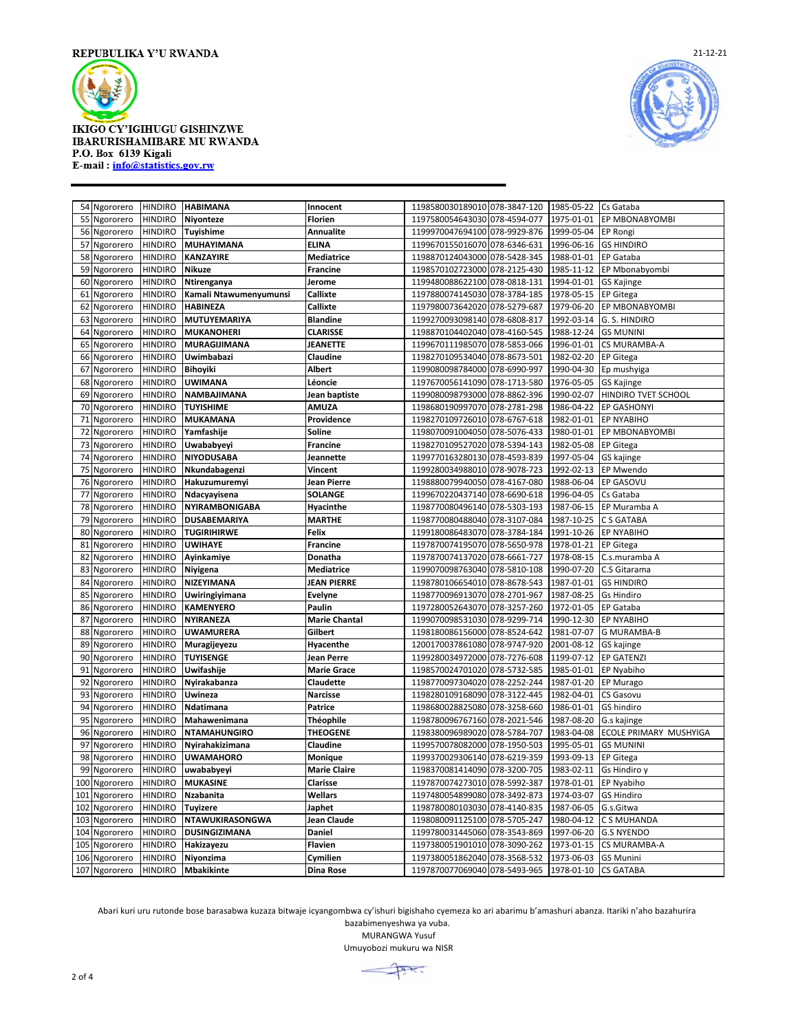REPUBULIKA Y'U RWANDA

21-12-21

IKIGO CY'IGIHUGU GISHINZWE
IBARURISHAMIBARE MU RWANDA
P.O. Box 6139 Kigali
E-mail : info@statistics.gov.rw

| | | | | | | | | |
|---|---|---|---|---|---|---|---|---|
| 54 | Ngororero | HINDIRO | HABIMANA | Innocent | 1198580030189010 | 078-3847-120 | 1985-05-22 | Cs Gataba |
| 55 | Ngororero | HINDIRO | Niyonteze | Florien | 1197580054643030 | 078-4594-077 | 1975-01-01 | EP MBONABYOMBI |
| 56 | Ngororero | HINDIRO | Tuyishime | Annualite | 1199970047694100 | 078-9929-876 | 1999-05-04 | EP Rongi |
| 57 | Ngororero | HINDIRO | MUHAYIMANA | ELINA | 1199670155016070 | 078-6346-631 | 1996-06-16 | GS HINDIRO |
| 58 | Ngororero | HINDIRO | KANZAYIRE | Mediatrice | 1198870124043000 | 078-5428-345 | 1988-01-01 | EP Gataba |
| 59 | Ngororero | HINDIRO | Nikuze | Francine | 1198570102723000 | 078-2125-430 | 1985-11-12 | EP Mbonabyombi |
| 60 | Ngororero | HINDIRO | Ntirenganya | Jerome | 1199480088622100 | 078-0818-131 | 1994-01-01 | GS Kajinge |
| 61 | Ngororero | HINDIRO | Kamali Ntawumenyumunsi | Callixte | 1197880074145030 | 078-3784-185 | 1978-05-15 | EP Gitega |
| 62 | Ngororero | HINDIRO | HABINEZA | Callixte | 1197980073642020 | 078-5279-687 | 1979-06-20 | EP MBONABYOMBI |
| 63 | Ngororero | HINDIRO | MUTUYEMARIYA | Blandine | 1199270093098140 | 078-6808-817 | 1992-03-14 | G. S. HINDIRO |
| 64 | Ngororero | HINDIRO | MUKANOHERI | CLARISSE | 1198870104402040 | 078-4160-545 | 1988-12-24 | GS MUNINI |
| 65 | Ngororero | HINDIRO | MURAGIJIMANA | JEANETTE | 1199670111985070 | 078-5853-066 | 1996-01-01 | CS MURAMBA-A |
| 66 | Ngororero | HINDIRO | Uwimbabazi | Claudine | 1198270109534040 | 078-8673-501 | 1982-02-20 | EP Gitega |
| 67 | Ngororero | HINDIRO | Bihoyiki | Albert | 1199080098784000 | 078-6990-997 | 1990-04-30 | Ep mushyiga |
| 68 | Ngororero | HINDIRO | UWIMANA | Léoncie | 1197670056141090 | 078-1713-580 | 1976-05-05 | GS Kajinge |
| 69 | Ngororero | HINDIRO | NAMBAJIMANA | Jean baptiste | 1199080098793000 | 078-8862-396 | 1990-02-07 | HINDIRO TVET SCHOOL |
| 70 | Ngororero | HINDIRO | TUYISHIME | AMUZA | 1198680190997070 | 078-2781-298 | 1986-04-22 | EP GASHONYI |
| 71 | Ngororero | HINDIRO | MUKAMANA | Providence | 1198270109726010 | 078-6767-618 | 1982-01-01 | EP NYABIHO |
| 72 | Ngororero | HINDIRO | Yamfashije | Soline | 1198070091004050 | 078-5076-433 | 1980-01-01 | EP MBONABYOMBI |
| 73 | Ngororero | HINDIRO | Uwababyeyi | Francine | 1198270109527020 | 078-5394-143 | 1982-05-08 | EP Gitega |
| 74 | Ngororero | HINDIRO | NIYODUSABA | Jeannette | 1199770163280130 | 078-4593-839 | 1997-05-04 | GS kajinge |
| 75 | Ngororero | HINDIRO | Nkundabagenzi | Vincent | 1199280034988010 | 078-9078-723 | 1992-02-13 | EP Mwendo |
| 76 | Ngororero | HINDIRO | Hakuzumuremyi | Jean Pierre | 1198880079940050 | 078-4167-080 | 1988-06-04 | EP GASOVU |
| 77 | Ngororero | HINDIRO | Ndacyayisena | SOLANGE | 1199670220437140 | 078-6690-618 | 1996-04-05 | Cs Gataba |
| 78 | Ngororero | HINDIRO | NYIRAMBONIGABA | Hyacinthe | 1198770080496140 | 078-5303-193 | 1987-06-15 | EP Muramba A |
| 79 | Ngororero | HINDIRO | DUSABEMARIYA | MARTHE | 1198770080488040 | 078-3107-084 | 1987-10-25 | C S GATABA |
| 80 | Ngororero | HINDIRO | TUGIRIHIRWE | Felix | 1199180086483070 | 078-3784-184 | 1991-10-26 | EP NYABIHO |
| 81 | Ngororero | HINDIRO | UWIHAYE | Francine | 1197870074195070 | 078-5650-978 | 1978-01-21 | EP Gitega |
| 82 | Ngororero | HINDIRO | Ayinkamiye | Donatha | 1197870074137020 | 078-6661-727 | 1978-08-15 | C.s.muramba A |
| 83 | Ngororero | HINDIRO | Niyigena | Mediatrice | 1199070098763040 | 078-5810-108 | 1990-07-20 | C.S Gitarama |
| 84 | Ngororero | HINDIRO | NIZEYIMANA | JEAN PIERRE | 1198780106654010 | 078-8678-543 | 1987-01-01 | GS HINDIRO |
| 85 | Ngororero | HINDIRO | Uwiringiyimana | Evelyne | 1198770096913070 | 078-2701-967 | 1987-08-25 | Gs Hindiro |
| 86 | Ngororero | HINDIRO | KAMENYERO | Paulin | 1197280052643070 | 078-3257-260 | 1972-01-05 | EP Gataba |
| 87 | Ngororero | HINDIRO | NYIRANEZA | Marie Chantal | 1199070098531030 | 078-9299-714 | 1990-12-30 | EP NYABIHO |
| 88 | Ngororero | HINDIRO | UWAMURERA | Gilbert | 1198180086156000 | 078-8524-642 | 1981-07-07 | G MURAMBA-B |
| 89 | Ngororero | HINDIRO | Muragijeyezu | Hyacenthe | 1200170037861080 | 078-9747-920 | 2001-08-12 | GS kajinge |
| 90 | Ngororero | HINDIRO | TUYISENGE | Jean Perre | 1199280034972000 | 078-7276-608 | 1199-07-12 | EP GATENZI |
| 91 | Ngororero | HINDIRO | Uwifashije | Marie Grace | 1198570024701020 | 078-5732-585 | 1985-01-01 | EP Nyabiho |
| 92 | Ngororero | HINDIRO | Nyirakabanza | Claudette | 1198770097304020 | 078-2252-244 | 1987-01-20 | EP Murago |
| 93 | Ngororero | HINDIRO | Uwineza | Narcisse | 1198280109168090 | 078-3122-445 | 1982-04-01 | CS Gasovu |
| 94 | Ngororero | HINDIRO | Ndatimana | Patrice | 1198680028825080 | 078-3258-660 | 1986-01-01 | GS hindiro |
| 95 | Ngororero | HINDIRO | Mahawenimana | Théophile | 1198780096767160 | 078-2021-546 | 1987-08-20 | G.s kajinge |
| 96 | Ngororero | HINDIRO | NTAMAHUNGIRO | THEOGENE | 1198380096989020 | 078-5784-707 | 1983-04-08 | ECOLE PRIMARY MUSHYIGA |
| 97 | Ngororero | HINDIRO | Nyirahakizimana | Claudine | 1199570078082000 | 078-1950-503 | 1995-05-01 | GS MUNINI |
| 98 | Ngororero | HINDIRO | UWAMAHORO | Monique | 1199370029306140 | 078-6219-359 | 1993-09-13 | EP Gitega |
| 99 | Ngororero | HINDIRO | uwababyeyi | Marie Claire | 1198370081414090 | 078-3200-705 | 1983-02-11 | Gs Hindiro y |
| 100 | Ngororero | HINDIRO | MUKASINE | Clarisse | 1197870074273010 | 078-5992-387 | 1978-01-01 | EP Nyabiho |
| 101 | Ngororero | HINDIRO | Nzabanita | Wellars | 1197480054899080 | 078-3492-873 | 1974-03-07 | GS Hindiro |
| 102 | Ngororero | HINDIRO | Tuyizere | Japhet | 1198780080103030 | 078-4140-835 | 1987-06-05 | G.s.Gitwa |
| 103 | Ngororero | HINDIRO | NTAWUKIRASONGWA | Jean Claude | 1198080091125100 | 078-5705-247 | 1980-04-12 | C S MUHANDA |
| 104 | Ngororero | HINDIRO | DUSINGIZIMANA | Daniel | 1199780031445060 | 078-3543-869 | 1997-06-20 | G.S NYENDO |
| 105 | Ngororero | HINDIRO | Hakizayezu | Flavien | 1197380051901010 | 078-3090-262 | 1973-01-15 | CS MURAMBA-A |
| 106 | Ngororero | HINDIRO | Niyonzima | Cymilien | 1197380051862040 | 078-3568-532 | 1973-06-03 | GS Munini |
| 107 | Ngororero | HINDIRO | Mbakikinte | Dina Rose | 1197870077069040 | 078-5493-965 | 1978-01-10 | CS GATABA |

Abari kuri uru rutonde bose barasabwa kuzaza bitwaje icyangombwa cy'ishuri bigishaho cyemeza ko ari abarimu b'amashuri abanza. Itariki n'aho bazahurira bazabimenyeshwa ya vuba.

MURANGWA Yusuf

Umuyobozi mukuru wa NISR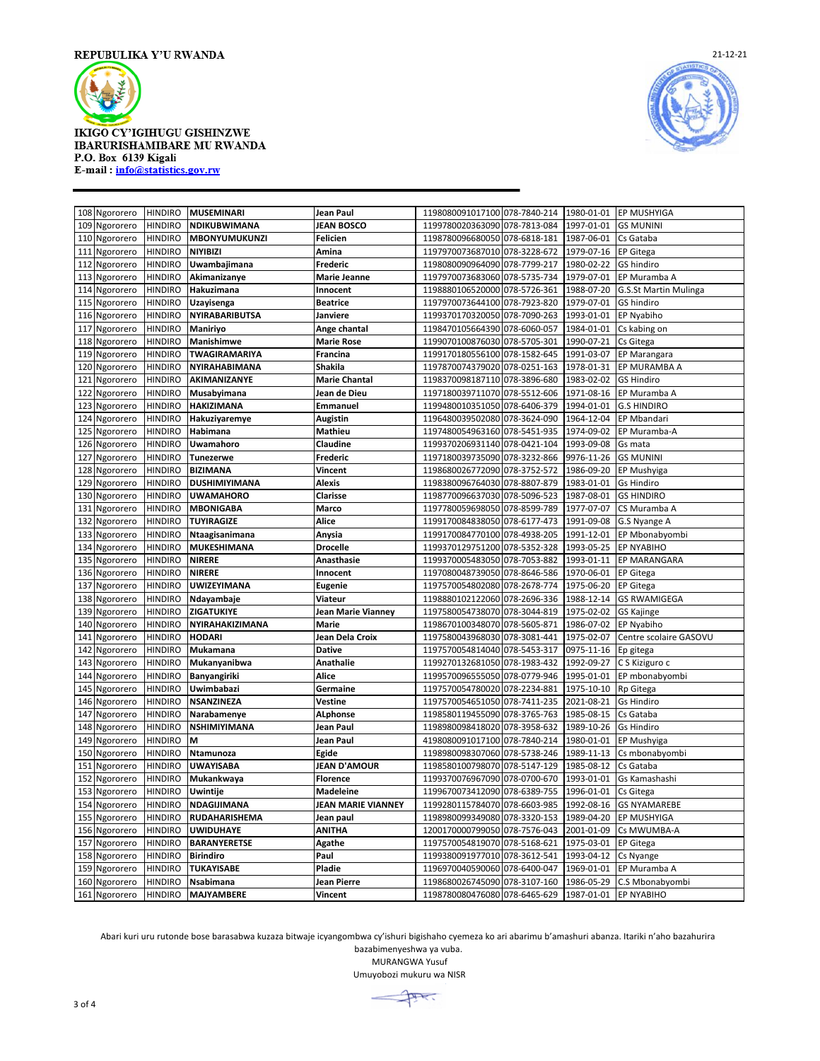REPUBULIKA Y'U RWANDA

21-12-21

IKIGO CY'IGIHUGU GISHINZWE IBARURISHAMIBARE MU RWANDA
P.O. Box 6139 Kigali
E-mail : info@statistics.gov.rw

| | | | | | | | | |
|---|---|---|---|---|---|---|---|---|
| 108 | Ngororero | HINDIRO | **MUSEMINARI** | **Jean Paul** | 1198080091017100 | 078-7840-214 | 1980-01-01 | EP MUSHYIGA |
| 109 | Ngororero | HINDIRO | **NDIKUBWIMANA** | **JEAN BOSCO** | 1199780020363090 | 078-7813-084 | 1997-01-01 | GS MUNINI |
| 110 | Ngororero | HINDIRO | **MBONYUMUKUNZI** | **Felicien** | 1198780096680050 | 078-6818-181 | 1987-06-01 | Cs Gataba |
| 111 | Ngororero | HINDIRO | **NIYIBIZI** | **Amina** | 1197970073687010 | 078-3228-672 | 1979-07-16 | EP Gitega |
| 112 | Ngororero | HINDIRO | **Uwambajimana** | **Frederic** | 1198080090964090 | 078-7799-217 | 1980-02-22 | GS hindiro |
| 113 | Ngororero | HINDIRO | **Akimanizanye** | **Marie Jeanne** | 1197970073683060 | 078-5735-734 | 1979-07-01 | EP Muramba A |
| 114 | Ngororero | HINDIRO | **Hakuzimana** | **Innocent** | 1198880106520000 | 078-5726-361 | 1988-07-20 | G.S.St Martin Mulinga |
| 115 | Ngororero | HINDIRO | **Uzayisenga** | **Beatrice** | 1197970073644100 | 078-7923-820 | 1979-07-01 | GS hindiro |
| 116 | Ngororero | HINDIRO | **NYIRABARIBUTSA** | **Janviere** | 1199370170320050 | 078-7090-263 | 1993-01-01 | EP Nyabiho |
| 117 | Ngororero | HINDIRO | **Maniriyo** | **Ange chantal** | 1198470105664390 | 078-6060-057 | 1984-01-01 | Cs kabing on |
| 118 | Ngororero | HINDIRO | **Manishimwe** | **Marie Rose** | 1199070100876030 | 078-5705-301 | 1990-07-21 | Cs Gitega |
| 119 | Ngororero | HINDIRO | **TWAGIRAMARIYA** | **Francina** | 1199170180556100 | 078-1582-645 | 1991-03-07 | EP Marangara |
| 120 | Ngororero | HINDIRO | **NYIRAHABIMANA** | **Shakila** | 1197870074379020 | 078-0251-163 | 1978-01-31 | EP MURAMBA A |
| 121 | Ngororero | HINDIRO | **AKIMANIZANYE** | **Marie Chantal** | 1198370098187110 | 078-3896-680 | 1983-02-02 | GS Hindiro |
| 122 | Ngororero | HINDIRO | **Musabyimana** | **Jean de Dieu** | 1197180039711070 | 078-5512-606 | 1971-08-16 | EP Muramba A |
| 123 | Ngororero | HINDIRO | **HAKIZIMANA** | **Emmanuel** | 1199480010351050 | 078-6406-379 | 1994-01-01 | G.S HINDIRO |
| 124 | Ngororero | HINDIRO | **Hakuziyaremye** | **Augistin** | 1196480039502080 | 078-3624-090 | 1964-12-04 | EP Mbandari |
| 125 | Ngororero | HINDIRO | **Habimana** | **Mathieu** | 1197480054963160 | 078-5451-935 | 1974-09-02 | EP Muramba-A |
| 126 | Ngororero | HINDIRO | **Uwamahoro** | **Claudine** | 1199370206931140 | 078-0421-104 | 1993-09-08 | Gs mata |
| 127 | Ngororero | HINDIRO | **Tunezerwe** | **Frederic** | 1197180039735090 | 078-3232-866 | 9976-11-26 | GS MUNINI |
| 128 | Ngororero | HINDIRO | **BIZIMANA** | **Vincent** | 1198680026772090 | 078-3752-572 | 1986-09-20 | EP Mushyiga |
| 129 | Ngororero | HINDIRO | **DUSHIMIYIMANA** | **Alexis** | 1198380096764030 | 078-8807-879 | 1983-01-01 | Gs Hindiro |
| 130 | Ngororero | HINDIRO | **UWAMAHORO** | **Clarisse** | 1198770096637030 | 078-5096-523 | 1987-08-01 | GS HINDIRO |
| 131 | Ngororero | HINDIRO | **MBONIGABA** | **Marco** | 1197780059698050 | 078-8599-789 | 1977-07-07 | CS Muramba A |
| 132 | Ngororero | HINDIRO | **TUYIRAGIZE** | **Alice** | 1199170084838050 | 078-6177-473 | 1991-09-08 | G.S Nyange A |
| 133 | Ngororero | HINDIRO | **Ntaagisanimana** | **Anysia** | 1199170084770100 | 078-4938-205 | 1991-12-01 | EP Mbonabyombi |
| 134 | Ngororero | HINDIRO | **MUKESHIMANA** | **Drocelle** | 1199370129751200 | 078-5352-328 | 1993-05-25 | EP NYABIHO |
| 135 | Ngororero | HINDIRO | **NIRERE** | **Anasthasie** | 1199370005483050 | 078-7053-882 | 1993-01-11 | EP MARANGARA |
| 136 | Ngororero | HINDIRO | **NIRERE** | **Innocent** | 1197080048739050 | 078-8646-586 | 1970-06-01 | EP Gitega |
| 137 | Ngororero | HINDIRO | **UWIZEYIMANA** | **Eugenie** | 1197570054802080 | 078-2678-774 | 1975-06-20 | EP Gitega |
| 138 | Ngororero | HINDIRO | **Ndayambaje** | **Viateur** | 1198880102122060 | 078-2696-336 | 1988-12-14 | GS RWAMIGEGA |
| 139 | Ngororero | HINDIRO | **ZIGATUKIYE** | **Jean Marie Vianney** | 1197580054738070 | 078-3044-819 | 1975-02-02 | GS Kajinge |
| 140 | Ngororero | HINDIRO | **NYIRAHAKIZIMANA** | **Marie** | 1198670100348070 | 078-5605-871 | 1986-07-02 | EP Nyabiho |
| 141 | Ngororero | HINDIRO | **HODARI** | **Jean Dela Croix** | 1197580043968030 | 078-3081-441 | 1975-02-07 | Centre scolaire GASOVU |
| 142 | Ngororero | HINDIRO | **Mukamana** | **Dative** | 1197570054814040 | 078-5453-317 | 0975-11-16 | Ep gitega |
| 143 | Ngororero | HINDIRO | **Mukanyanibwa** | **Anathalie** | 1199270132681050 | 078-1983-432 | 1992-09-27 | C S Kiziguro c |
| 144 | Ngororero | HINDIRO | **Banyangiriki** | **Alice** | 1199570096555050 | 078-0779-946 | 1995-01-01 | EP mbonabyombi |
| 145 | Ngororero | HINDIRO | **Uwimbabazi** | **Germaine** | 1197570054780020 | 078-2234-881 | 1975-10-10 | Rp Gitega |
| 146 | Ngororero | HINDIRO | **NSANZINEZA** | **Vestine** | 1197570054651050 | 078-7411-235 | 2021-08-21 | Gs Hindiro |
| 147 | Ngororero | HINDIRO | **Narabamenye** | **ALphonse** | 1198580119455090 | 078-3765-763 | 1985-08-15 | Cs Gataba |
| 148 | Ngororero | HINDIRO | **NSHIMIYIMANA** | **Jean Paul** | 1198980098418020 | 078-3958-632 | 1989-10-26 | Gs Hindiro |
| 149 | Ngororero | HINDIRO | **M** | **Jean Paul** | 4198080091017100 | 078-7840-214 | 1980-01-01 | EP Mushyiga |
| 150 | Ngororero | HINDIRO | **Ntamunoza** | **Egide** | 1198980098307060 | 078-5738-246 | 1989-11-13 | Cs mbonabyombi |
| 151 | Ngororero | HINDIRO | **UWAYISABA** | **JEAN D'AMOUR** | 1198580100798070 | 078-5147-129 | 1985-08-12 | Cs Gataba |
| 152 | Ngororero | HINDIRO | **Mukankwaya** | **Florence** | 1199370076967090 | 078-0700-670 | 1993-01-01 | Gs Kamashashi |
| 153 | Ngororero | HINDIRO | **Uwintije** | **Madeleine** | 1199670073412090 | 078-6389-755 | 1996-01-01 | Cs Gitega |
| 154 | Ngororero | HINDIRO | **NDAGIJIMANA** | **JEAN MARIE VIANNEY** | 1199280115784070 | 078-6603-985 | 1992-08-16 | GS NYAMAREBE |
| 155 | Ngororero | HINDIRO | **RUDAHARISHEMA** | **Jean paul** | 1198980099349080 | 078-3320-153 | 1989-04-20 | EP MUSHYIGA |
| 156 | Ngororero | HINDIRO | **UWIDUHAYE** | **ANITHA** | 1200170000799050 | 078-7576-043 | 2001-01-09 | Cs MWUMBA-A |
| 157 | Ngororero | HINDIRO | **BARANYERETSE** | **Agathe** | 1197570054819070 | 078-5168-621 | 1975-03-01 | EP Gitega |
| 158 | Ngororero | HINDIRO | **Birindiro** | **Paul** | 1199380091977010 | 078-3612-541 | 1993-04-12 | Cs Nyange |
| 159 | Ngororero | HINDIRO | **TUKAYISABE** | **Pladie** | 1196970040590060 | 078-6400-047 | 1969-01-01 | EP Muramba A |
| 160 | Ngororero | HINDIRO | **Nsabimana** | **Jean Pierre** | 1198680026745090 | 078-3107-160 | 1986-05-29 | C.S Mbonabyombi |
| 161 | Ngororero | HINDIRO | **MAJYAMBERE** | **Vincent** | 1198780080476080 | 078-6465-629 | 1987-01-01 | EP NYABIHO |

Abari kuri uru rutonde bose barasabwa kuzaza bitwaje icyangombwa cy'ishuri bigishaho cyemeza ko ari abarimu b'amashuri abanza. Itariki n'aho bazahurira bazabimenyeshwa ya vuba.

MURANGWA Yusuf

Umuyobozi mukuru wa NISR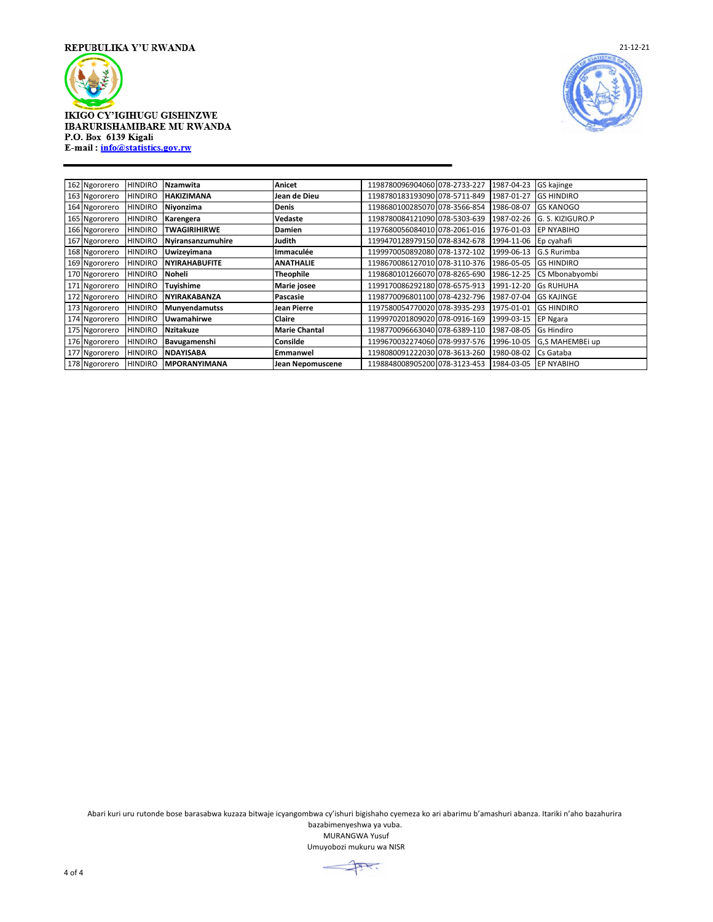REPUBULIKA Y'U RWANDA

21-12-21

IKIGO CY'IGIHUGU GISHINZWE
IBARURISHAMIBARE MU RWANDA
P.O. Box 6139 Kigali
E-mail : info@statistics.gov.rw

| | | | | | | | | |
|---|---|---|---|---|---|---|---|---|
| 162 | Ngororero | HINDIRO | **Nzamwita** | **Anicet** | 1198780096904060 | 078-2733-227 | 1987-04-23 | GS kajinge |
| 163 | Ngororero | HINDIRO | **HAKIZIMANA** | **Jean de Dieu** | 1198780183193090 | 078-5711-849 | 1987-01-27 | GS HINDIRO |
| 164 | Ngororero | HINDIRO | **Niyonzima** | **Denis** | 1198680100285070 | 078-3566-854 | 1986-08-07 | GS KANOGO |
| 165 | Ngororero | HINDIRO | **Karengera** | **Vedaste** | 1198780084121090 | 078-5303-639 | 1987-02-26 | G. S. KIZIGURO.P |
| 166 | Ngororero | HINDIRO | **TWAGIRIHIRWE** | **Damien** | 1197680056084010 | 078-2061-016 | 1976-01-03 | EP NYABIHO |
| 167 | Ngororero | HINDIRO | **Nyiransanzumuhire** | **Judith** | 1199470128979150 | 078-8342-678 | 1994-11-06 | Ep cyahafi |
| 168 | Ngororero | HINDIRO | **Uwizeyimana** | **Immaculée** | 1199970050892080 | 078-1372-102 | 1999-06-13 | G.S Rurimba |
| 169 | Ngororero | HINDIRO | **NYIRAHABUFITE** | **ANATHALIE** | 1198670086127010 | 078-3110-376 | 1986-05-05 | GS HINDIRO |
| 170 | Ngororero | HINDIRO | **Noheli** | **Theophile** | 1198680101266070 | 078-8265-690 | 1986-12-25 | CS Mbonabyombi |
| 171 | Ngororero | HINDIRO | **Tuyishime** | **Marie josee** | 1199170086292180 | 078-6575-913 | 1991-12-20 | Gs RUHUHA |
| 172 | Ngororero | HINDIRO | **NYIRAKABANZA** | **Pascasie** | 1198770096801100 | 078-4232-796 | 1987-07-04 | GS KAJINGE |
| 173 | Ngororero | HINDIRO | **Munyendamutss** | **Jean Pierre** | 1197580054770020 | 078-3935-293 | 1975-01-01 | GS HINDIRO |
| 174 | Ngororero | HINDIRO | **Uwamahirwe** | **Claire** | 1199970201809020 | 078-0916-169 | 1999-03-15 | EP Ngara |
| 175 | Ngororero | HINDIRO | **Nzitakuze** | **Marie Chantal** | 1198770096663040 | 078-6389-110 | 1987-08-05 | Gs Hindiro |
| 176 | Ngororero | HINDIRO | **Bavugamenshi** | **Consilde** | 1199670032274060 | 078-9937-576 | 1996-10-05 | G,S MAHEMBEi up |
| 177 | Ngororero | HINDIRO | **NDAYISABA** | **Emmanwel** | 1198080091222030 | 078-3613-260 | 1980-08-02 | Cs Gataba |
| 178 | Ngororero | HINDIRO | **MPORANYIMANA** | **Jean Nepomuscene** | 1198848008905200 | 078-3123-453 | 1984-03-05 | EP NYABIHO |

Abari kuri uru rutonde bose barasabwa kuzaza bitwaje icyangombwa cy'ishuri bigishaho cyemeza ko ari abarimu b'amashuri abanza. Itariki n'aho bazahurira bazabimenyeshwa ya vuba.

MURANGWA Yusuf

Umuyobozi mukuru wa NISR